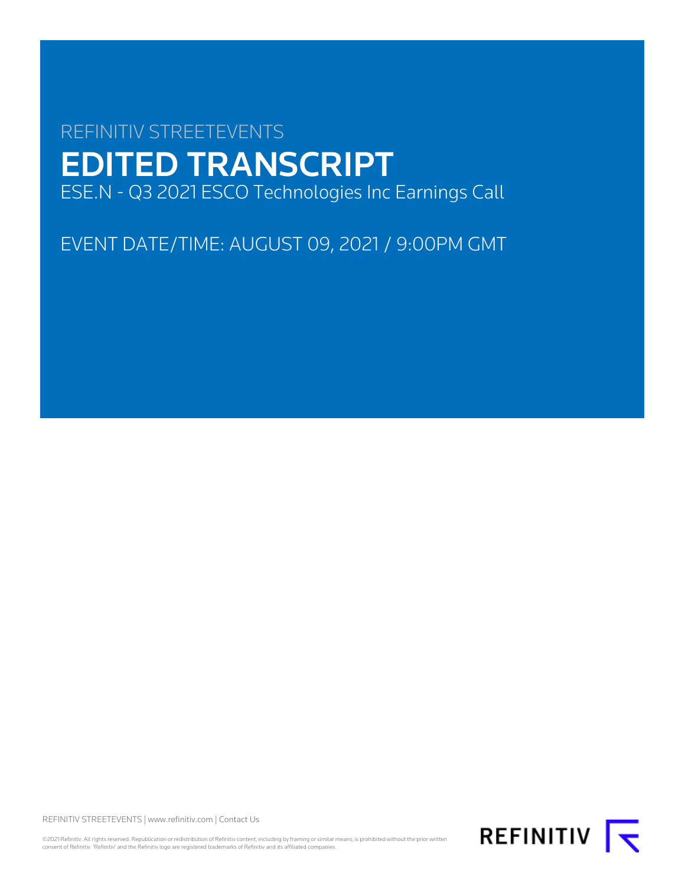REFINITIV STREETEVENTS

# EDITED TRANSCRIPT

ESE.N - Q3 2021 ESCO Technologies Inc Earnings Call

EVENT DATE/TIME: AUGUST 09, 2021 / 9:00PM GMT

REFINITIV STREETEVENTS | www.refinitiv.com | Contact Us

©2021 Refinitiv. All rights reserved. Republication or redistribution of Refinitiv content, including by framing or similar means, is prohibited without the prior written consent of Refinitiv. 'Refinitiv' and the Refinitiv logo are registered trademarks of Refinitiv and its affiliated companies.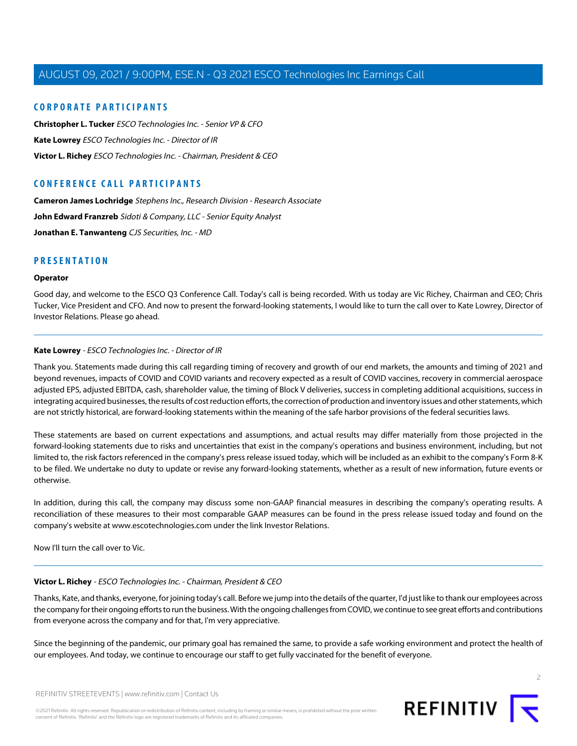## CORPORATE PARTICIPANTS

**Christopher L. Tucker** *ESCO Technologies Inc. - Senior VP & CFO*

**Kate Lowrey** *ESCO Technologies Inc. - Director of IR*

**Victor L. Richey** *ESCO Technologies Inc. - Chairman, President & CEO*

## CONFERENCE CALL PARTICIPANTS

**Cameron James Lochridge** *Stephens Inc., Research Division - Research Associate*

**John Edward Franzreb** *Sidoti & Company, LLC - Senior Equity Analyst*

**Jonathan E. Tanwanteng** *CJS Securities, Inc. - MD*

## PRESENTATION

**Operator**

Good day, and welcome to the ESCO Q3 Conference Call. Today's call is being recorded. With us today are Vic Richey, Chairman and CEO; Chris Tucker, Vice President and CFO. And now to present the forward-looking statements, I would like to turn the call over to Kate Lowrey, Director of Investor Relations. Please go ahead.

---

**Kate Lowrey** - *ESCO Technologies Inc. - Director of IR*

Thank you. Statements made during this call regarding timing of recovery and growth of our end markets, the amounts and timing of 2021 and beyond revenues, impacts of COVID and COVID variants and recovery expected as a result of COVID vaccines, recovery in commercial aerospace adjusted EPS, adjusted EBITDA, cash, shareholder value, the timing of Block V deliveries, success in completing additional acquisitions, success in integrating acquired businesses, the results of cost reduction efforts, the correction of production and inventory issues and other statements, which are not strictly historical, are forward-looking statements within the meaning of the safe harbor provisions of the federal securities laws.

These statements are based on current expectations and assumptions, and actual results may differ materially from those projected in the forward-looking statements due to risks and uncertainties that exist in the company's operations and business environment, including, but not limited to, the risk factors referenced in the company's press release issued today, which will be included as an exhibit to the company's Form 8-K to be filed. We undertake no duty to update or revise any forward-looking statements, whether as a result of new information, future events or otherwise.

In addition, during this call, the company may discuss some non-GAAP financial measures in describing the company's operating results. A reconciliation of these measures to their most comparable GAAP measures can be found in the press release issued today and found on the company's website at www.escotechnologies.com under the link Investor Relations.

Now I'll turn the call over to Vic.

---

**Victor L. Richey** - *ESCO Technologies Inc. - Chairman, President & CEO*

Thanks, Kate, and thanks, everyone, for joining today's call. Before we jump into the details of the quarter, I'd just like to thank our employees across the company for their ongoing efforts to run the business. With the ongoing challenges from COVID, we continue to see great efforts and contributions from everyone across the company and for that, I'm very appreciative.

Since the beginning of the pandemic, our primary goal has remained the same, to provide a safe working environment and protect the health of our employees. And today, we continue to encourage our staff to get fully vaccinated for the benefit of everyone.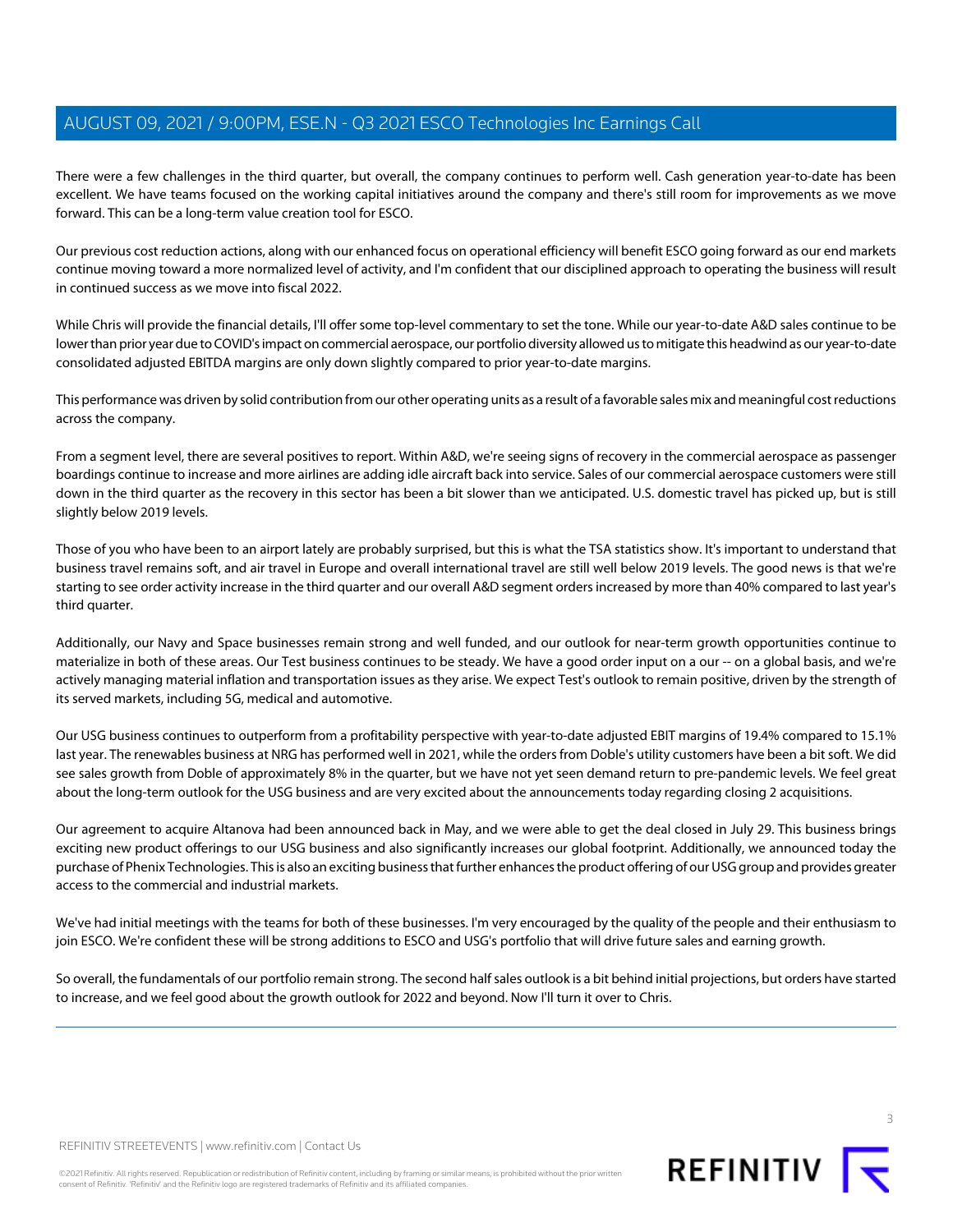There were a few challenges in the third quarter, but overall, the company continues to perform well. Cash generation year-to-date has been excellent. We have teams focused on the working capital initiatives around the company and there's still room for improvements as we move forward. This can be a long-term value creation tool for ESCO.

Our previous cost reduction actions, along with our enhanced focus on operational efficiency will benefit ESCO going forward as our end markets continue moving toward a more normalized level of activity, and I'm confident that our disciplined approach to operating the business will result in continued success as we move into fiscal 2022.

While Chris will provide the financial details, I'll offer some top-level commentary to set the tone. While our year-to-date A&D sales continue to be lower than prior year due to COVID's impact on commercial aerospace, our portfolio diversity allowed us to mitigate this headwind as our year-to-date consolidated adjusted EBITDA margins are only down slightly compared to prior year-to-date margins.

This performance was driven by solid contribution from our other operating units as a result of a favorable sales mix and meaningful cost reductions across the company.

From a segment level, there are several positives to report. Within A&D, we're seeing signs of recovery in the commercial aerospace as passenger boardings continue to increase and more airlines are adding idle aircraft back into service. Sales of our commercial aerospace customers were still down in the third quarter as the recovery in this sector has been a bit slower than we anticipated. U.S. domestic travel has picked up, but is still slightly below 2019 levels.

Those of you who have been to an airport lately are probably surprised, but this is what the TSA statistics show. It's important to understand that business travel remains soft, and air travel in Europe and overall international travel are still well below 2019 levels. The good news is that we're starting to see order activity increase in the third quarter and our overall A&D segment orders increased by more than 40% compared to last year's third quarter.

Additionally, our Navy and Space businesses remain strong and well funded, and our outlook for near-term growth opportunities continue to materialize in both of these areas. Our Test business continues to be steady. We have a good order input on a our -- on a global basis, and we're actively managing material inflation and transportation issues as they arise. We expect Test's outlook to remain positive, driven by the strength of its served markets, including 5G, medical and automotive.

Our USG business continues to outperform from a profitability perspective with year-to-date adjusted EBIT margins of 19.4% compared to 15.1% last year. The renewables business at NRG has performed well in 2021, while the orders from Doble's utility customers have been a bit soft. We did see sales growth from Doble of approximately 8% in the quarter, but we have not yet seen demand return to pre-pandemic levels. We feel great about the long-term outlook for the USG business and are very excited about the announcements today regarding closing 2 acquisitions.

Our agreement to acquire Altanova had been announced back in May, and we were able to get the deal closed in July 29. This business brings exciting new product offerings to our USG business and also significantly increases our global footprint. Additionally, we announced today the purchase of Phenix Technologies. This is also an exciting business that further enhances the product offering of our USG group and provides greater access to the commercial and industrial markets.

We've had initial meetings with the teams for both of these businesses. I'm very encouraged by the quality of the people and their enthusiasm to join ESCO. We're confident these will be strong additions to ESCO and USG's portfolio that will drive future sales and earning growth.

So overall, the fundamentals of our portfolio remain strong. The second half sales outlook is a bit behind initial projections, but orders have started to increase, and we feel good about the growth outlook for 2022 and beyond. Now I'll turn it over to Chris.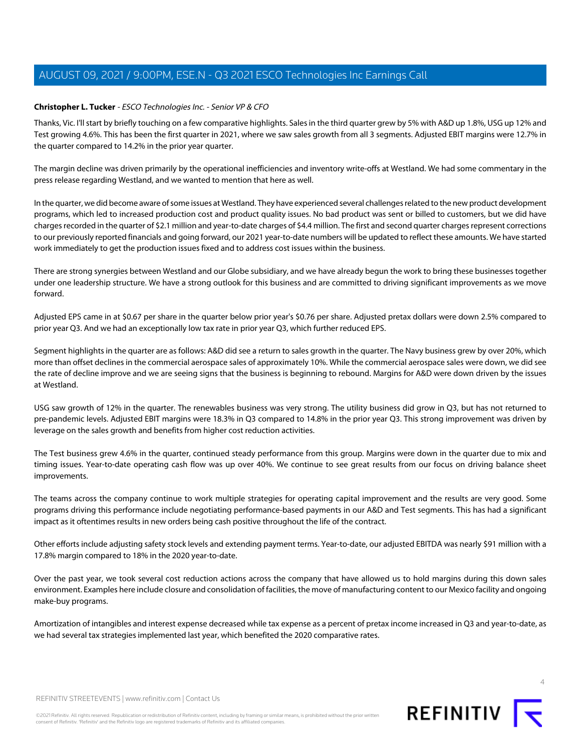**Christopher L. Tucker** - *ESCO Technologies Inc. - Senior VP & CFO*

Thanks, Vic. I'll start by briefly touching on a few comparative highlights. Sales in the third quarter grew by 5% with A&D up 1.8%, USG up 12% and Test growing 4.6%. This has been the first quarter in 2021, where we saw sales growth from all 3 segments. Adjusted EBIT margins were 12.7% in the quarter compared to 14.2% in the prior year quarter.

The margin decline was driven primarily by the operational inefficiencies and inventory write-offs at Westland. We had some commentary in the press release regarding Westland, and we wanted to mention that here as well.

In the quarter, we did become aware of some issues at Westland. They have experienced several challenges related to the new product development programs, which led to increased production cost and product quality issues. No bad product was sent or billed to customers, but we did have charges recorded in the quarter of $2.1 million and year-to-date charges of $4.4 million. The first and second quarter charges represent corrections to our previously reported financials and going forward, our 2021 year-to-date numbers will be updated to reflect these amounts. We have started work immediately to get the production issues fixed and to address cost issues within the business.

There are strong synergies between Westland and our Globe subsidiary, and we have already begun the work to bring these businesses together under one leadership structure. We have a strong outlook for this business and are committed to driving significant improvements as we move forward.

Adjusted EPS came in at $0.67 per share in the quarter below prior year's $0.76 per share. Adjusted pretax dollars were down 2.5% compared to prior year Q3. And we had an exceptionally low tax rate in prior year Q3, which further reduced EPS.

Segment highlights in the quarter are as follows: A&D did see a return to sales growth in the quarter. The Navy business grew by over 20%, which more than offset declines in the commercial aerospace sales of approximately 10%. While the commercial aerospace sales were down, we did see the rate of decline improve and we are seeing signs that the business is beginning to rebound. Margins for A&D were down driven by the issues at Westland.

USG saw growth of 12% in the quarter. The renewables business was very strong. The utility business did grow in Q3, but has not returned to pre-pandemic levels. Adjusted EBIT margins were 18.3% in Q3 compared to 14.8% in the prior year Q3. This strong improvement was driven by leverage on the sales growth and benefits from higher cost reduction activities.

The Test business grew 4.6% in the quarter, continued steady performance from this group. Margins were down in the quarter due to mix and timing issues. Year-to-date operating cash flow was up over 40%. We continue to see great results from our focus on driving balance sheet improvements.

The teams across the company continue to work multiple strategies for operating capital improvement and the results are very good. Some programs driving this performance include negotiating performance-based payments in our A&D and Test segments. This has had a significant impact as it oftentimes results in new orders being cash positive throughout the life of the contract.

Other efforts include adjusting safety stock levels and extending payment terms. Year-to-date, our adjusted EBITDA was nearly $91 million with a 17.8% margin compared to 18% in the 2020 year-to-date.

Over the past year, we took several cost reduction actions across the company that have allowed us to hold margins during this down sales environment. Examples here include closure and consolidation of facilities, the move of manufacturing content to our Mexico facility and ongoing make-buy programs.

Amortization of intangibles and interest expense decreased while tax expense as a percent of pretax income increased in Q3 and year-to-date, as we had several tax strategies implemented last year, which benefited the 2020 comparative rates.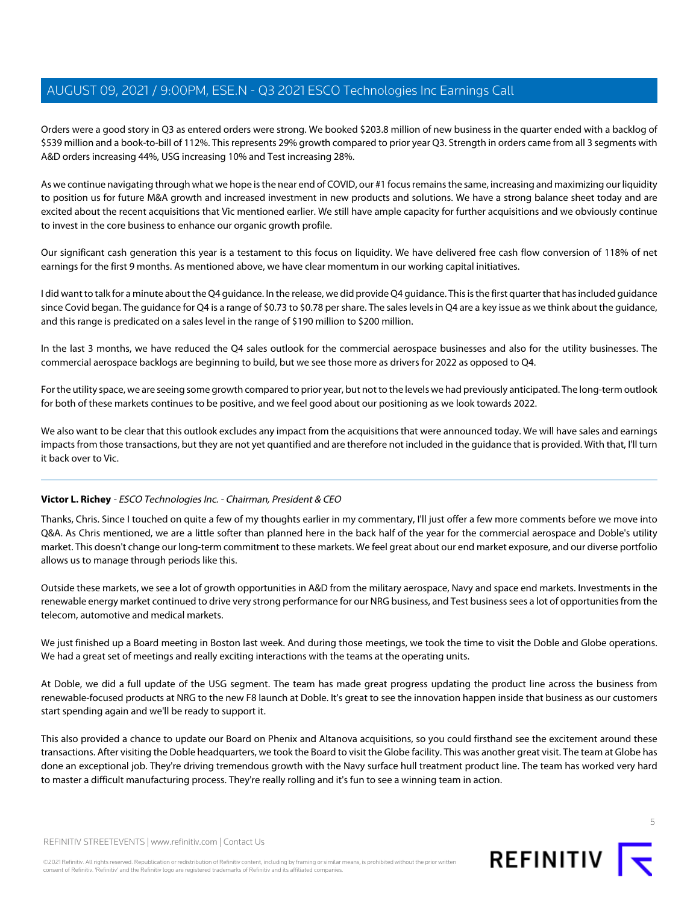Orders were a good story in Q3 as entered orders were strong. We booked $203.8 million of new business in the quarter ended with a backlog of $539 million and a book-to-bill of 112%. This represents 29% growth compared to prior year Q3. Strength in orders came from all 3 segments with A&D orders increasing 44%, USG increasing 10% and Test increasing 28%.

As we continue navigating through what we hope is the near end of COVID, our #1 focus remains the same, increasing and maximizing our liquidity to position us for future M&A growth and increased investment in new products and solutions. We have a strong balance sheet today and are excited about the recent acquisitions that Vic mentioned earlier. We still have ample capacity for further acquisitions and we obviously continue to invest in the core business to enhance our organic growth profile.

Our significant cash generation this year is a testament to this focus on liquidity. We have delivered free cash flow conversion of 118% of net earnings for the first 9 months. As mentioned above, we have clear momentum in our working capital initiatives.

I did want to talk for a minute about the Q4 guidance. In the release, we did provide Q4 guidance. This is the first quarter that has included guidance since Covid began. The guidance for Q4 is a range of $0.73 to $0.78 per share. The sales levels in Q4 are a key issue as we think about the guidance, and this range is predicated on a sales level in the range of $190 million to $200 million.

In the last 3 months, we have reduced the Q4 sales outlook for the commercial aerospace businesses and also for the utility businesses. The commercial aerospace backlogs are beginning to build, but we see those more as drivers for 2022 as opposed to Q4.

For the utility space, we are seeing some growth compared to prior year, but not to the levels we had previously anticipated. The long-term outlook for both of these markets continues to be positive, and we feel good about our positioning as we look towards 2022.

We also want to be clear that this outlook excludes any impact from the acquisitions that were announced today. We will have sales and earnings impacts from those transactions, but they are not yet quantified and are therefore not included in the guidance that is provided. With that, I'll turn it back over to Vic.

---

**Victor L. Richey** - *ESCO Technologies Inc. - Chairman, President & CEO*

Thanks, Chris. Since I touched on quite a few of my thoughts earlier in my commentary, I'll just offer a few more comments before we move into Q&A. As Chris mentioned, we are a little softer than planned here in the back half of the year for the commercial aerospace and Doble's utility market. This doesn't change our long-term commitment to these markets. We feel great about our end market exposure, and our diverse portfolio allows us to manage through periods like this.

Outside these markets, we see a lot of growth opportunities in A&D from the military aerospace, Navy and space end markets. Investments in the renewable energy market continued to drive very strong performance for our NRG business, and Test business sees a lot of opportunities from the telecom, automotive and medical markets.

We just finished up a Board meeting in Boston last week. And during those meetings, we took the time to visit the Doble and Globe operations. We had a great set of meetings and really exciting interactions with the teams at the operating units.

At Doble, we did a full update of the USG segment. The team has made great progress updating the product line across the business from renewable-focused products at NRG to the new F8 launch at Doble. It's great to see the innovation happen inside that business as our customers start spending again and we'll be ready to support it.

This also provided a chance to update our Board on Phenix and Altanova acquisitions, so you could firsthand see the excitement around these transactions. After visiting the Doble headquarters, we took the Board to visit the Globe facility. This was another great visit. The team at Globe has done an exceptional job. They're driving tremendous growth with the Navy surface hull treatment product line. The team has worked very hard to master a difficult manufacturing process. They're really rolling and it's fun to see a winning team in action.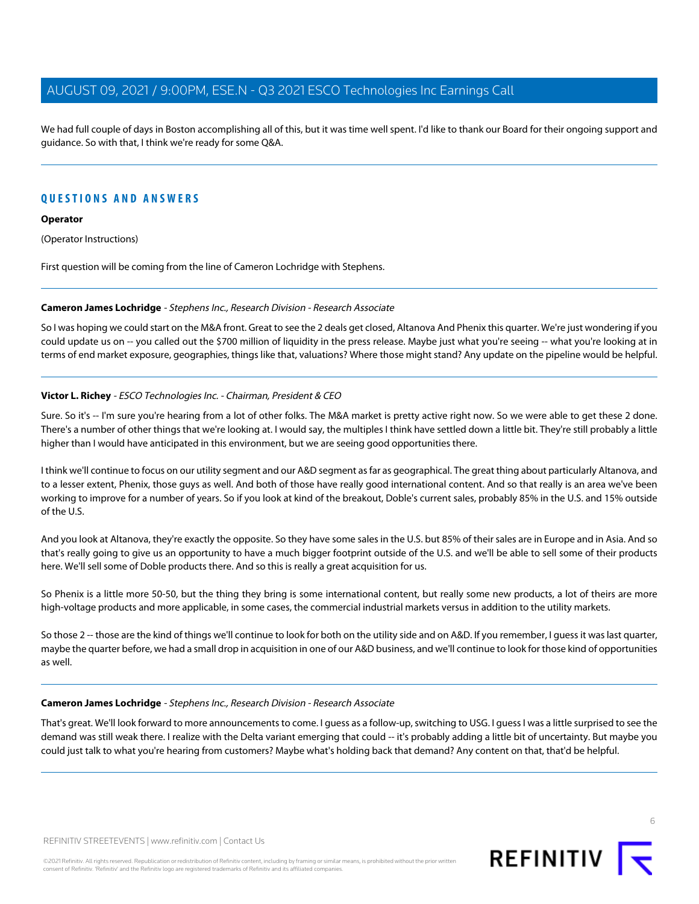We had full couple of days in Boston accomplishing all of this, but it was time well spent. I'd like to thank our Board for their ongoing support and guidance. So with that, I think we're ready for some Q&A.

## QUESTIONS AND ANSWERS

**Operator**

(Operator Instructions)

First question will be coming from the line of Cameron Lochridge with Stephens.

**Cameron James Lochridge** - *Stephens Inc., Research Division - Research Associate*

So I was hoping we could start on the M&A front. Great to see the 2 deals get closed, Altanova And Phenix this quarter. We're just wondering if you could update us on -- you called out the $700 million of liquidity in the press release. Maybe just what you're seeing -- what you're looking at in terms of end market exposure, geographies, things like that, valuations? Where those might stand? Any update on the pipeline would be helpful.

**Victor L. Richey** - *ESCO Technologies Inc. - Chairman, President & CEO*

Sure. So it's -- I'm sure you're hearing from a lot of other folks. The M&A market is pretty active right now. So we were able to get these 2 done. There's a number of other things that we're looking at. I would say, the multiples I think have settled down a little bit. They're still probably a little higher than I would have anticipated in this environment, but we are seeing good opportunities there.

I think we'll continue to focus on our utility segment and our A&D segment as far as geographical. The great thing about particularly Altanova, and to a lesser extent, Phenix, those guys as well. And both of those have really good international content. And so that really is an area we've been working to improve for a number of years. So if you look at kind of the breakout, Doble's current sales, probably 85% in the U.S. and 15% outside of the U.S.

And you look at Altanova, they're exactly the opposite. So they have some sales in the U.S. but 85% of their sales are in Europe and in Asia. And so that's really going to give us an opportunity to have a much bigger footprint outside of the U.S. and we'll be able to sell some of their products here. We'll sell some of Doble products there. And so this is really a great acquisition for us.

So Phenix is a little more 50-50, but the thing they bring is some international content, but really some new products, a lot of theirs are more high-voltage products and more applicable, in some cases, the commercial industrial markets versus in addition to the utility markets.

So those 2 -- those are the kind of things we'll continue to look for both on the utility side and on A&D. If you remember, I guess it was last quarter, maybe the quarter before, we had a small drop in acquisition in one of our A&D business, and we'll continue to look for those kind of opportunities as well.

**Cameron James Lochridge** - *Stephens Inc., Research Division - Research Associate*

That's great. We'll look forward to more announcements to come. I guess as a follow-up, switching to USG. I guess I was a little surprised to see the demand was still weak there. I realize with the Delta variant emerging that could -- it's probably adding a little bit of uncertainty. But maybe you could just talk to what you're hearing from customers? Maybe what's holding back that demand? Any content on that, that'd be helpful.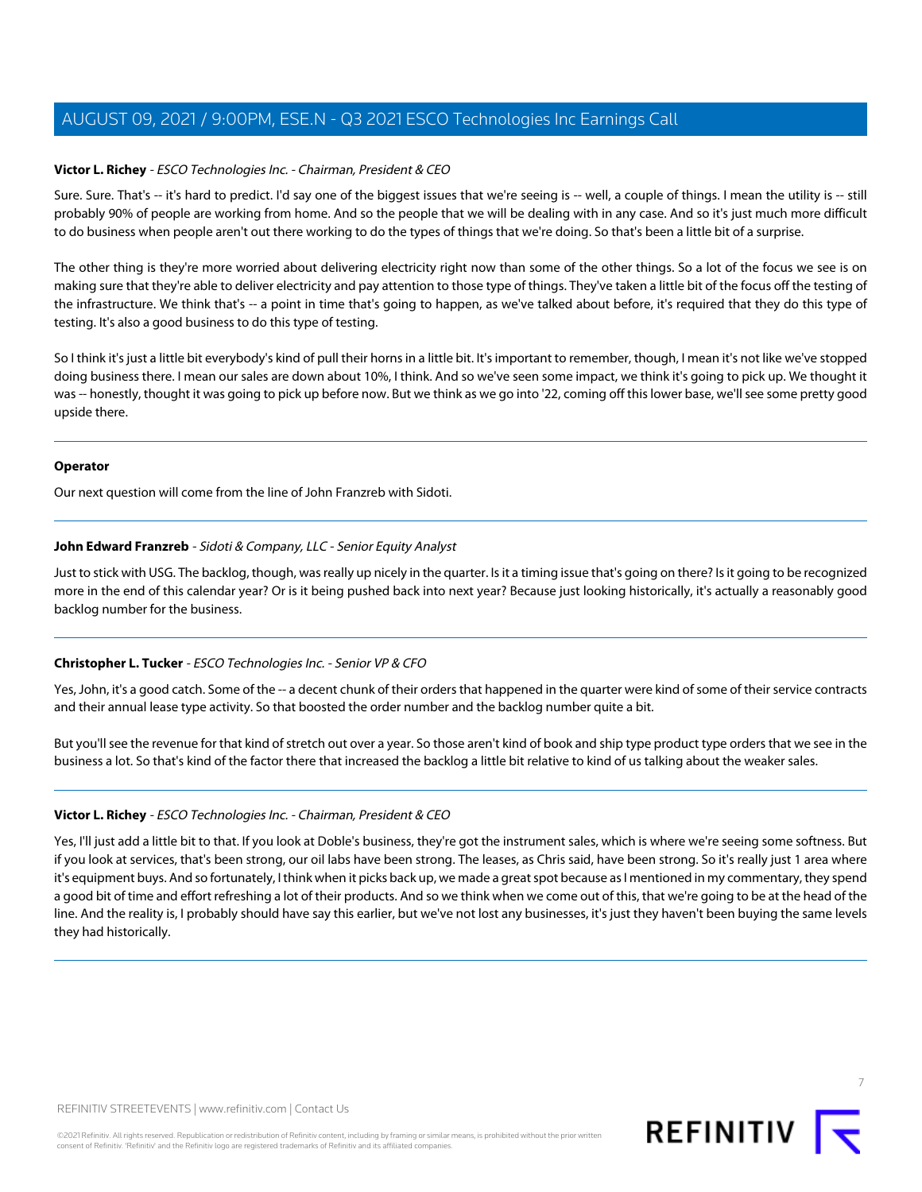**Victor L. Richey** - *ESCO Technologies Inc. - Chairman, President & CEO*

Sure. Sure. That's -- it's hard to predict. I'd say one of the biggest issues that we're seeing is -- well, a couple of things. I mean the utility is -- still probably 90% of people are working from home. And so the people that we will be dealing with in any case. And so it's just much more difficult to do business when people aren't out there working to do the types of things that we're doing. So that's been a little bit of a surprise.

The other thing is they're more worried about delivering electricity right now than some of the other things. So a lot of the focus we see is on making sure that they're able to deliver electricity and pay attention to those type of things. They've taken a little bit of the focus off the testing of the infrastructure. We think that's -- a point in time that's going to happen, as we've talked about before, it's required that they do this type of testing. It's also a good business to do this type of testing.

So I think it's just a little bit everybody's kind of pull their horns in a little bit. It's important to remember, though, I mean it's not like we've stopped doing business there. I mean our sales are down about 10%, I think. And so we've seen some impact, we think it's going to pick up. We thought it was -- honestly, thought it was going to pick up before now. But we think as we go into '22, coming off this lower base, we'll see some pretty good upside there.

---

**Operator**

Our next question will come from the line of John Franzreb with Sidoti.

---

**John Edward Franzreb** - *Sidoti & Company, LLC - Senior Equity Analyst*

Just to stick with USG. The backlog, though, was really up nicely in the quarter. Is it a timing issue that's going on there? Is it going to be recognized more in the end of this calendar year? Or is it being pushed back into next year? Because just looking historically, it's actually a reasonably good backlog number for the business.

---

**Christopher L. Tucker** - *ESCO Technologies Inc. - Senior VP & CFO*

Yes, John, it's a good catch. Some of the -- a decent chunk of their orders that happened in the quarter were kind of some of their service contracts and their annual lease type activity. So that boosted the order number and the backlog number quite a bit.

But you'll see the revenue for that kind of stretch out over a year. So those aren't kind of book and ship type product type orders that we see in the business a lot. So that's kind of the factor there that increased the backlog a little bit relative to kind of us talking about the weaker sales.

---

**Victor L. Richey** - *ESCO Technologies Inc. - Chairman, President & CEO*

Yes, I'll just add a little bit to that. If you look at Doble's business, they're got the instrument sales, which is where we're seeing some softness. But if you look at services, that's been strong, our oil labs have been strong. The leases, as Chris said, have been strong. So it's really just 1 area where it's equipment buys. And so fortunately, I think when it picks back up, we made a great spot because as I mentioned in my commentary, they spend a good bit of time and effort refreshing a lot of their products. And so we think when we come out of this, that we're going to be at the head of the line. And the reality is, I probably should have say this earlier, but we've not lost any businesses, it's just they haven't been buying the same levels they had historically.

---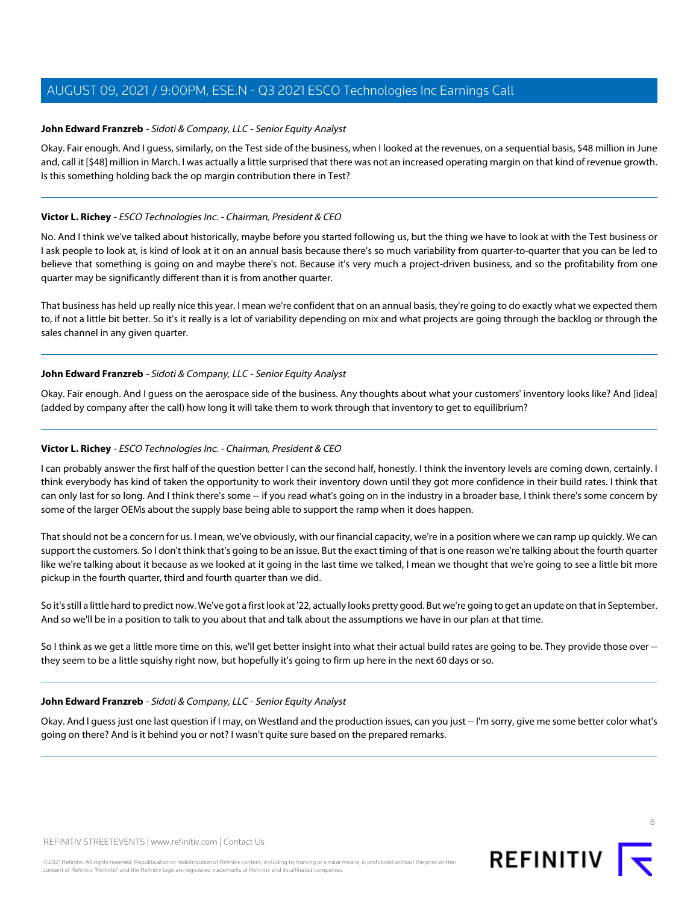**John Edward Franzreb** - *Sidoti & Company, LLC - Senior Equity Analyst*

Okay. Fair enough. And I guess, similarly, on the Test side of the business, when I looked at the revenues, on a sequential basis, $48 million in June and, call it [$48] million in March. I was actually a little surprised that there was not an increased operating margin on that kind of revenue growth. Is this something holding back the op margin contribution there in Test?

---

**Victor L. Richey** - *ESCO Technologies Inc. - Chairman, President & CEO*

No. And I think we've talked about historically, maybe before you started following us, but the thing we have to look at with the Test business or I ask people to look at, is kind of look at it on an annual basis because there's so much variability from quarter-to-quarter that you can be led to believe that something is going on and maybe there's not. Because it's very much a project-driven business, and so the profitability from one quarter may be significantly different than it is from another quarter.

That business has held up really nice this year. I mean we're confident that on an annual basis, they're going to do exactly what we expected them to, if not a little bit better. So it's it really is a lot of variability depending on mix and what projects are going through the backlog or through the sales channel in any given quarter.

---

**John Edward Franzreb** - *Sidoti & Company, LLC - Senior Equity Analyst*

Okay. Fair enough. And I guess on the aerospace side of the business. Any thoughts about what your customers' inventory looks like? And [idea] (added by company after the call) how long it will take them to work through that inventory to get to equilibrium?

---

**Victor L. Richey** - *ESCO Technologies Inc. - Chairman, President & CEO*

I can probably answer the first half of the question better I can the second half, honestly. I think the inventory levels are coming down, certainly. I think everybody has kind of taken the opportunity to work their inventory down until they got more confidence in their build rates. I think that can only last for so long. And I think there's some -- if you read what's going on in the industry in a broader base, I think there's some concern by some of the larger OEMs about the supply base being able to support the ramp when it does happen.

That should not be a concern for us. I mean, we've obviously, with our financial capacity, we're in a position where we can ramp up quickly. We can support the customers. So I don't think that's going to be an issue. But the exact timing of that is one reason we're talking about the fourth quarter like we're talking about it because as we looked at it going in the last time we talked, I mean we thought that we're going to see a little bit more pickup in the fourth quarter, third and fourth quarter than we did.

So it's still a little hard to predict now. We've got a first look at '22, actually looks pretty good. But we're going to get an update on that in September. And so we'll be in a position to talk to you about that and talk about the assumptions we have in our plan at that time.

So I think as we get a little more time on this, we'll get better insight into what their actual build rates are going to be. They provide those over -- they seem to be a little squishy right now, but hopefully it's going to firm up here in the next 60 days or so.

---

**John Edward Franzreb** - *Sidoti & Company, LLC - Senior Equity Analyst*

Okay. And I guess just one last question if I may, on Westland and the production issues, can you just -- I'm sorry, give me some better color what's going on there? And is it behind you or not? I wasn't quite sure based on the prepared remarks.

---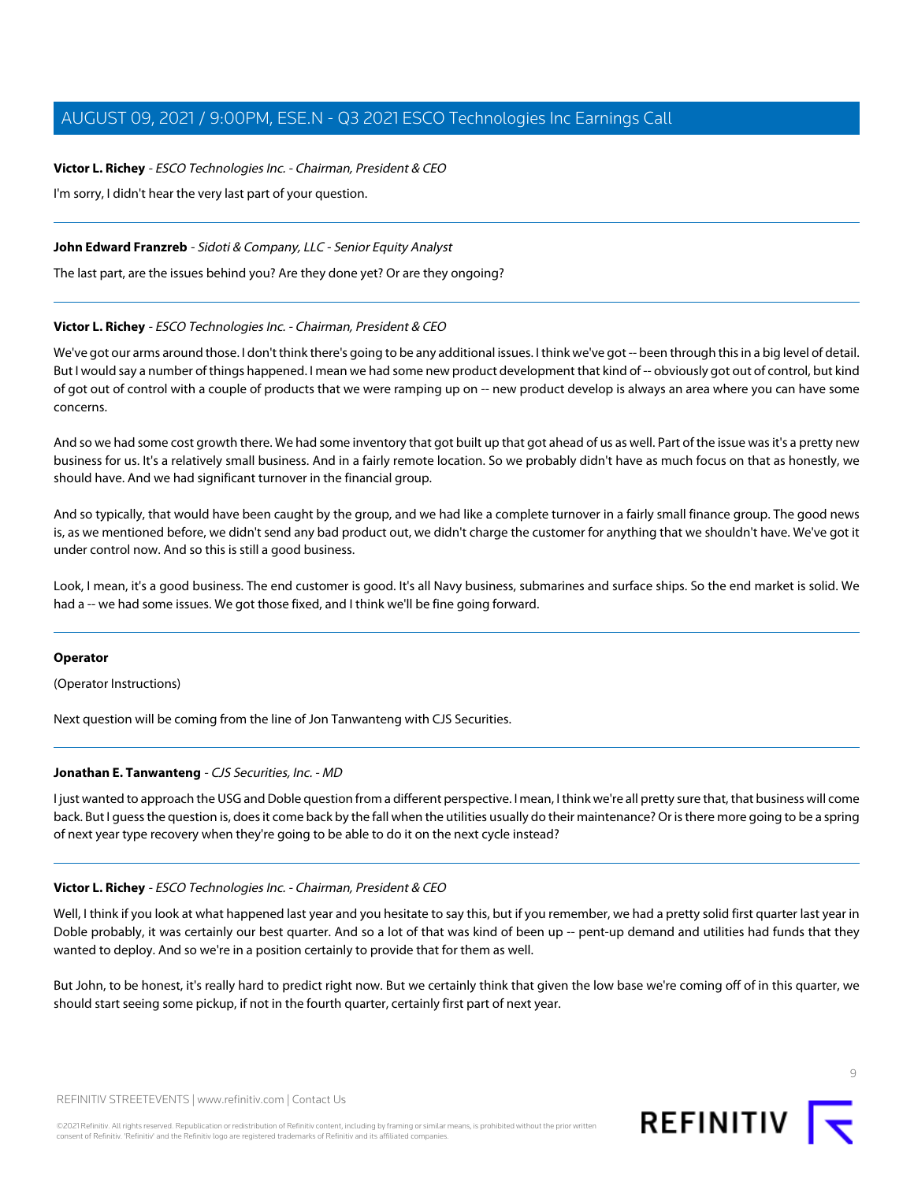**Victor L. Richey** - *ESCO Technologies Inc. - Chairman, President & CEO*

I'm sorry, I didn't hear the very last part of your question.

---

**John Edward Franzreb** - *Sidoti & Company, LLC - Senior Equity Analyst*

The last part, are the issues behind you? Are they done yet? Or are they ongoing?

---

**Victor L. Richey** - *ESCO Technologies Inc. - Chairman, President & CEO*

We've got our arms around those. I don't think there's going to be any additional issues. I think we've got -- been through this in a big level of detail. But I would say a number of things happened. I mean we had some new product development that kind of -- obviously got out of control, but kind of got out of control with a couple of products that we were ramping up on -- new product develop is always an area where you can have some concerns.

And so we had some cost growth there. We had some inventory that got built up that got ahead of us as well. Part of the issue was it's a pretty new business for us. It's a relatively small business. And in a fairly remote location. So we probably didn't have as much focus on that as honestly, we should have. And we had significant turnover in the financial group.

And so typically, that would have been caught by the group, and we had like a complete turnover in a fairly small finance group. The good news is, as we mentioned before, we didn't send any bad product out, we didn't charge the customer for anything that we shouldn't have. We've got it under control now. And so this is still a good business.

Look, I mean, it's a good business. The end customer is good. It's all Navy business, submarines and surface ships. So the end market is solid. We had a -- we had some issues. We got those fixed, and I think we'll be fine going forward.

---

**Operator**

(Operator Instructions)

Next question will be coming from the line of Jon Tanwanteng with CJS Securities.

---

**Jonathan E. Tanwanteng** - *CJS Securities, Inc. - MD*

I just wanted to approach the USG and Doble question from a different perspective. I mean, I think we're all pretty sure that, that business will come back. But I guess the question is, does it come back by the fall when the utilities usually do their maintenance? Or is there more going to be a spring of next year type recovery when they're going to be able to do it on the next cycle instead?

---

**Victor L. Richey** - *ESCO Technologies Inc. - Chairman, President & CEO*

Well, I think if you look at what happened last year and you hesitate to say this, but if you remember, we had a pretty solid first quarter last year in Doble probably, it was certainly our best quarter. And so a lot of that was kind of been up -- pent-up demand and utilities had funds that they wanted to deploy. And so we're in a position certainly to provide that for them as well.

But John, to be honest, it's really hard to predict right now. But we certainly think that given the low base we're coming off of in this quarter, we should start seeing some pickup, if not in the fourth quarter, certainly first part of next year.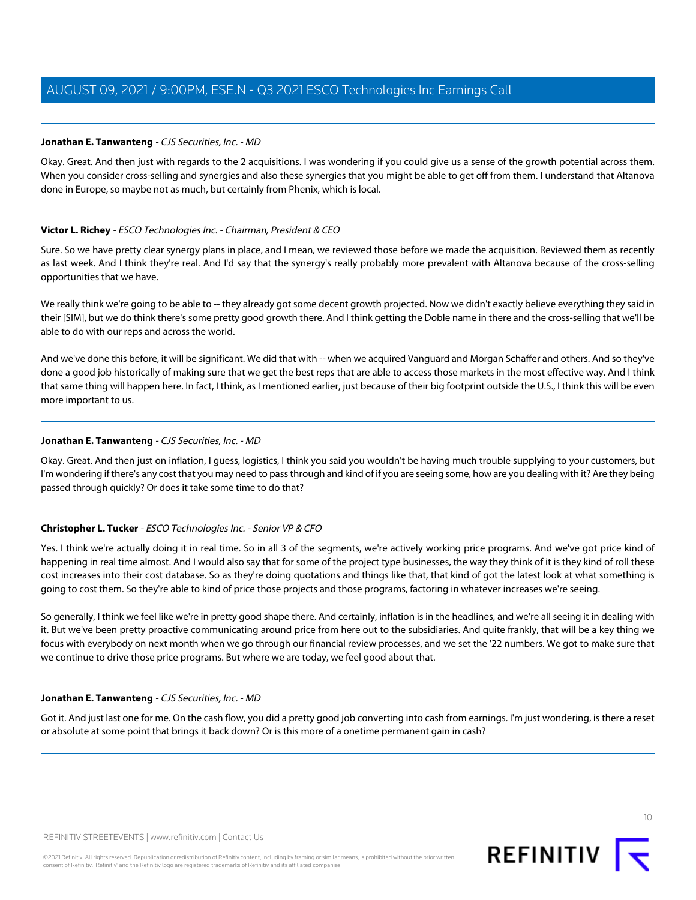**Jonathan E. Tanwanteng** - *CJS Securities, Inc. - MD*

Okay. Great. And then just with regards to the 2 acquisitions. I was wondering if you could give us a sense of the growth potential across them. When you consider cross-selling and synergies and also these synergies that you might be able to get off from them. I understand that Altanova done in Europe, so maybe not as much, but certainly from Phenix, which is local.

---

**Victor L. Richey** - *ESCO Technologies Inc. - Chairman, President & CEO*

Sure. So we have pretty clear synergy plans in place, and I mean, we reviewed those before we made the acquisition. Reviewed them as recently as last week. And I think they're real. And I'd say that the synergy's really probably more prevalent with Altanova because of the cross-selling opportunities that we have.

We really think we're going to be able to -- they already got some decent growth projected. Now we didn't exactly believe everything they said in their [SIM], but we do think there's some pretty good growth there. And I think getting the Doble name in there and the cross-selling that we'll be able to do with our reps and across the world.

And we've done this before, it will be significant. We did that with -- when we acquired Vanguard and Morgan Schaffer and others. And so they've done a good job historically of making sure that we get the best reps that are able to access those markets in the most effective way. And I think that same thing will happen here. In fact, I think, as I mentioned earlier, just because of their big footprint outside the U.S., I think this will be even more important to us.

---

**Jonathan E. Tanwanteng** - *CJS Securities, Inc. - MD*

Okay. Great. And then just on inflation, I guess, logistics, I think you said you wouldn't be having much trouble supplying to your customers, but I'm wondering if there's any cost that you may need to pass through and kind of if you are seeing some, how are you dealing with it? Are they being passed through quickly? Or does it take some time to do that?

---

**Christopher L. Tucker** - *ESCO Technologies Inc. - Senior VP & CFO*

Yes. I think we're actually doing it in real time. So in all 3 of the segments, we're actively working price programs. And we've got price kind of happening in real time almost. And I would also say that for some of the project type businesses, the way they think of it is they kind of roll these cost increases into their cost database. So as they're doing quotations and things like that, that kind of got the latest look at what something is going to cost them. So they're able to kind of price those projects and those programs, factoring in whatever increases we're seeing.

So generally, I think we feel like we're in pretty good shape there. And certainly, inflation is in the headlines, and we're all seeing it in dealing with it. But we've been pretty proactive communicating around price from here out to the subsidiaries. And quite frankly, that will be a key thing we focus with everybody on next month when we go through our financial review processes, and we set the '22 numbers. We got to make sure that we continue to drive those price programs. But where we are today, we feel good about that.

---

**Jonathan E. Tanwanteng** - *CJS Securities, Inc. - MD*

Got it. And just last one for me. On the cash flow, you did a pretty good job converting into cash from earnings. I'm just wondering, is there a reset or absolute at some point that brings it back down? Or is this more of a onetime permanent gain in cash?

---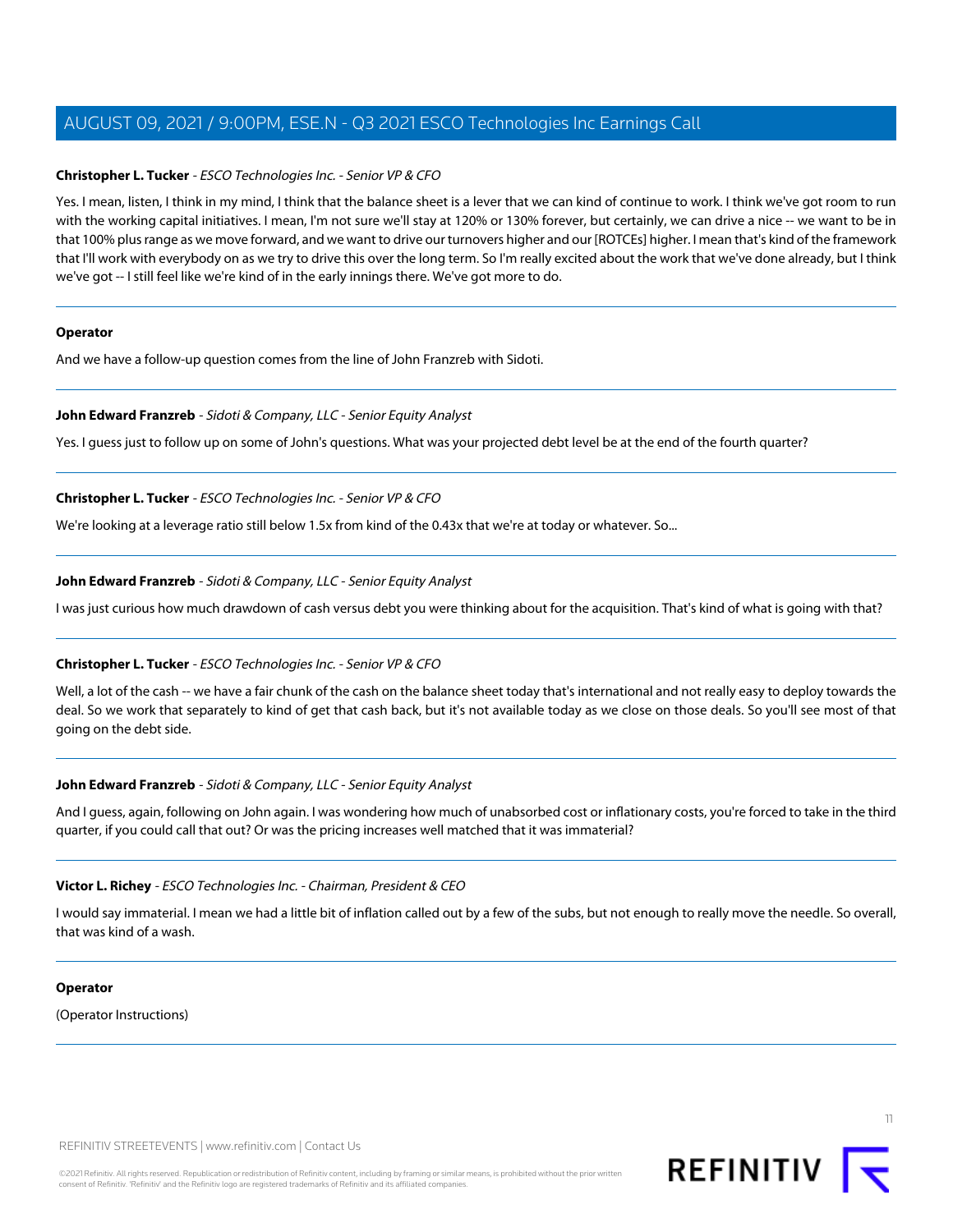**Christopher L. Tucker** - *ESCO Technologies Inc. - Senior VP & CFO*

Yes. I mean, listen, I think in my mind, I think that the balance sheet is a lever that we can kind of continue to work. I think we've got room to run with the working capital initiatives. I mean, I'm not sure we'll stay at 120% or 130% forever, but certainly, we can drive a nice -- we want to be in that 100% plus range as we move forward, and we want to drive our turnovers higher and our [ROTCEs] higher. I mean that's kind of the framework that I'll work with everybody on as we try to drive this over the long term. So I'm really excited about the work that we've done already, but I think we've got -- I still feel like we're kind of in the early innings there. We've got more to do.

---

**Operator**

And we have a follow-up question comes from the line of John Franzreb with Sidoti.

---

**John Edward Franzreb** - *Sidoti & Company, LLC - Senior Equity Analyst*

Yes. I guess just to follow up on some of John's questions. What was your projected debt level be at the end of the fourth quarter?

---

**Christopher L. Tucker** - *ESCO Technologies Inc. - Senior VP & CFO*

We're looking at a leverage ratio still below 1.5x from kind of the 0.43x that we're at today or whatever. So...

---

**John Edward Franzreb** - *Sidoti & Company, LLC - Senior Equity Analyst*

I was just curious how much drawdown of cash versus debt you were thinking about for the acquisition. That's kind of what is going with that?

---

**Christopher L. Tucker** - *ESCO Technologies Inc. - Senior VP & CFO*

Well, a lot of the cash -- we have a fair chunk of the cash on the balance sheet today that's international and not really easy to deploy towards the deal. So we work that separately to kind of get that cash back, but it's not available today as we close on those deals. So you'll see most of that going on the debt side.

---

**John Edward Franzreb** - *Sidoti & Company, LLC - Senior Equity Analyst*

And I guess, again, following on John again. I was wondering how much of unabsorbed cost or inflationary costs, you're forced to take in the third quarter, if you could call that out? Or was the pricing increases well matched that it was immaterial?

---

**Victor L. Richey** - *ESCO Technologies Inc. - Chairman, President & CEO*

I would say immaterial. I mean we had a little bit of inflation called out by a few of the subs, but not enough to really move the needle. So overall, that was kind of a wash.

---

**Operator**

(Operator Instructions)

---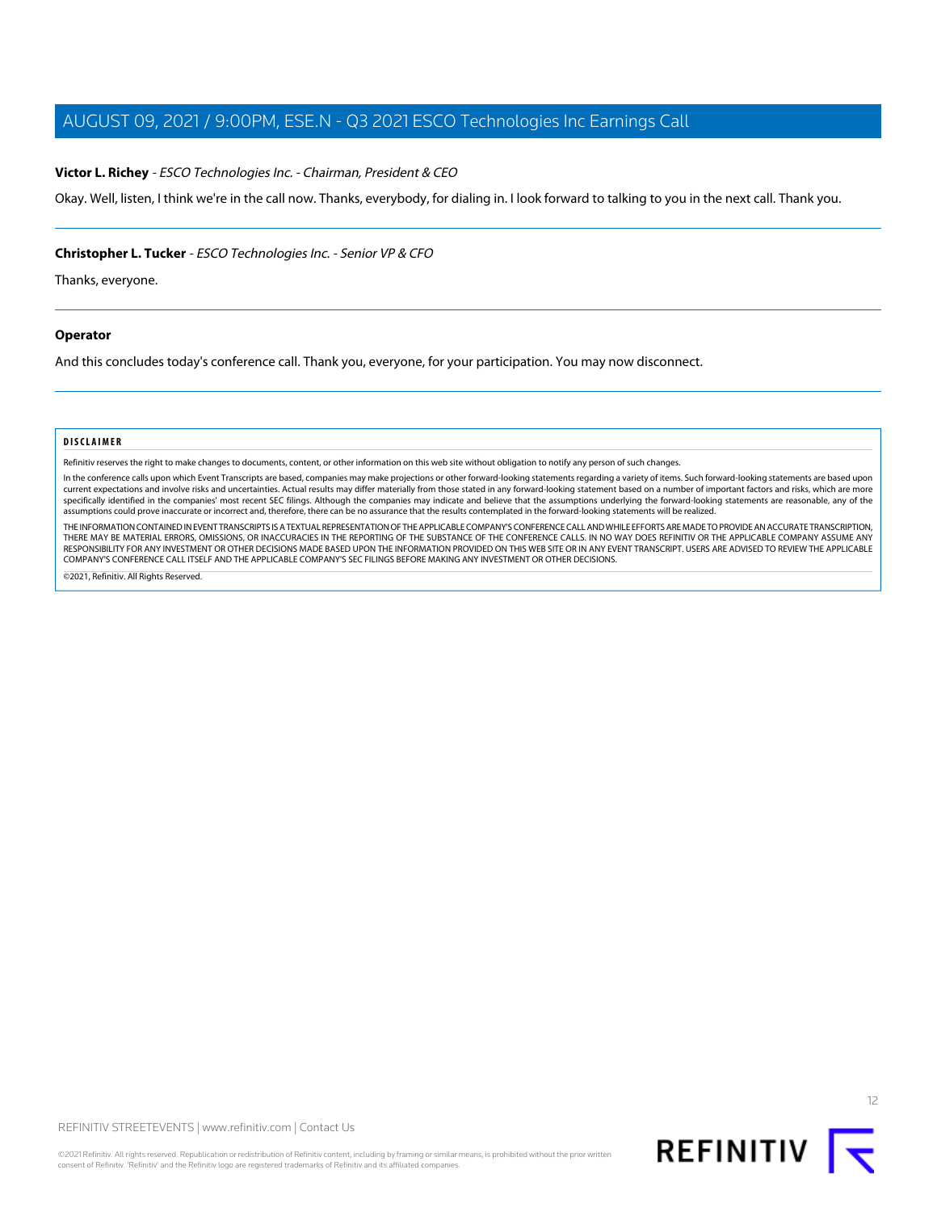**Victor L. Richey** - *ESCO Technologies Inc. - Chairman, President & CEO*

Okay. Well, listen, I think we're in the call now. Thanks, everybody, for dialing in. I look forward to talking to you in the next call. Thank you.

---

**Christopher L. Tucker** - *ESCO Technologies Inc. - Senior VP & CFO*

Thanks, everyone.

---

**Operator**

And this concludes today's conference call. Thank you, everyone, for your participation. You may now disconnect.

---

**DISCLAIMER**

Refinitiv reserves the right to make changes to documents, content, or other information on this web site without obligation to notify any person of such changes.

In the conference calls upon which Event Transcripts are based, companies may make projections or other forward-looking statements regarding a variety of items. Such forward-looking statements are based upon current expectations and involve risks and uncertainties. Actual results may differ materially from those stated in any forward-looking statement based on a number of important factors and risks, which are more specifically identified in the companies' most recent SEC filings. Although the companies may indicate and believe that the assumptions underlying the forward-looking statements are reasonable, any of the assumptions could prove inaccurate or incorrect and, therefore, there can be no assurance that the results contemplated in the forward-looking statements will be realized.

THE INFORMATION CONTAINED IN EVENT TRANSCRIPTS IS A TEXTUAL REPRESENTATION OF THE APPLICABLE COMPANY'S CONFERENCE CALL AND WHILE EFFORTS ARE MADE TO PROVIDE AN ACCURATE TRANSCRIPTION, THERE MAY BE MATERIAL ERRORS, OMISSIONS, OR INACCURACIES IN THE REPORTING OF THE SUBSTANCE OF THE CONFERENCE CALLS. IN NO WAY DOES REFINITIV OR THE APPLICABLE COMPANY ASSUME ANY RESPONSIBILITY FOR ANY INVESTMENT OR OTHER DECISIONS MADE BASED UPON THE INFORMATION PROVIDED ON THIS WEB SITE OR IN ANY EVENT TRANSCRIPT. USERS ARE ADVISED TO REVIEW THE APPLICABLE COMPANY'S CONFERENCE CALL ITSELF AND THE APPLICABLE COMPANY'S SEC FILINGS BEFORE MAKING ANY INVESTMENT OR OTHER DECISIONS.

©2021, Refinitiv. All Rights Reserved.